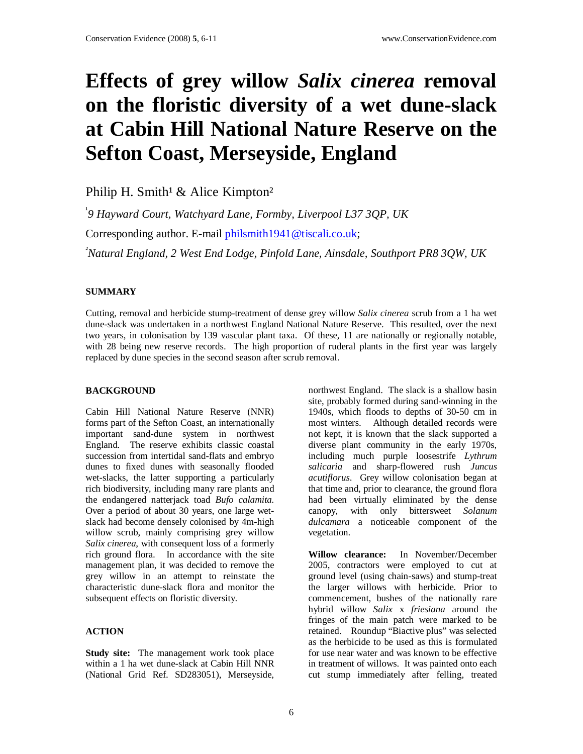# Effects of grey willow *Salix cinerea* removal on the floristic diversity of a wet dune-slack at Cabin Hill National Nature Reserve on the Sefton Coast, Merseyside, England

Philip H. Smith[1] & Alice Kimpton[2]

[1] *9 Hayward Court, Watchyard Lane, Formby, Liverpool L37 3QP, UK*

Corresponding author. E-mail philsmith1941@tiscali.co.uk;

[2] *Natural England, 2 West End Lodge, Pinfold Lane, Ainsdale, Southport PR8 3QW, UK*

## SUMMARY

Cutting, removal and herbicide stump-treatment of dense grey willow *Salix cinerea* scrub from a 1 ha wet dune-slack was undertaken in a northwest England National Nature Reserve. This resulted, over the next two years, in colonisation by 139 vascular plant taxa. Of these, 11 are nationally or regionally notable, with 28 being new reserve records. The high proportion of ruderal plants in the first year was largely replaced by dune species in the second season after scrub removal.

## BACKGROUND

Cabin Hill National Nature Reserve (NNR) forms part of the Sefton Coast, an internationally important sand-dune system in northwest England. The reserve exhibits classic coastal succession from intertidal sand-flats and embryo dunes to fixed dunes with seasonally flooded wet-slacks, the latter supporting a particularly rich biodiversity, including many rare plants and the endangered natterjack toad *Bufo calamita.* Over a period of about 30 years, one large wet-slack had become densely colonised by 4m-high willow scrub, mainly comprising grey willow *Salix cinerea*, with consequent loss of a formerly rich ground flora. In accordance with the site management plan, it was decided to remove the grey willow in an attempt to reinstate the characteristic dune-slack flora and monitor the subsequent effects on floristic diversity.

## ACTION

**Study site:** The management work took place within a 1 ha wet dune-slack at Cabin Hill NNR (National Grid Ref. SD283051), Merseyside, northwest England. The slack is a shallow basin site, probably formed during sand-winning in the 1940s, which floods to depths of 30-50 cm in most winters. Although detailed records were not kept, it is known that the slack supported a diverse plant community in the early 1970s, including much purple loosestrife *Lythrum salicaria* and sharp-flowered rush *Juncus acutiflorus*. Grey willow colonisation began at that time and, prior to clearance, the ground flora had been virtually eliminated by the dense canopy, with only bittersweet *Solanum dulcamara* a noticeable component of the vegetation.

**Willow clearance:** In November/December 2005, contractors were employed to cut at ground level (using chain-saws) and stump-treat the larger willows with herbicide. Prior to commencement, bushes of the nationally rare hybrid willow *Salix* x *friesiana* around the fringes of the main patch were marked to be retained. Roundup "Biactive plus" was selected as the herbicide to be used as this is formulated for use near water and was known to be effective in treatment of willows. It was painted onto each cut stump immediately after felling, treated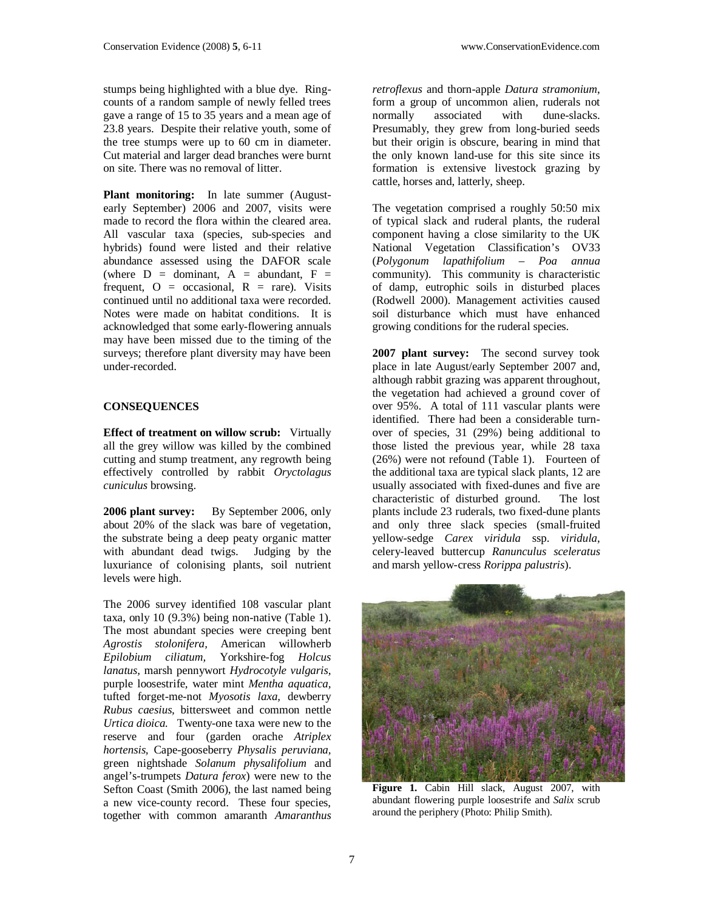stumps being highlighted with a blue dye. Ring-counts of a random sample of newly felled trees gave a range of 15 to 35 years and a mean age of 23.8 years. Despite their relative youth, some of the tree stumps were up to 60 cm in diameter. Cut material and larger dead branches were burnt on site. There was no removal of litter.

**Plant monitoring:** In late summer (August-early September) 2006 and 2007, visits were made to record the flora within the cleared area. All vascular taxa (species, sub-species and hybrids) found were listed and their relative abundance assessed using the DAFOR scale (where D = dominant, A = abundant, F = frequent, O = occasional, R = rare). Visits continued until no additional taxa were recorded. Notes were made on habitat conditions. It is acknowledged that some early-flowering annuals may have been missed due to the timing of the surveys; therefore plant diversity may have been under-recorded.

## CONSEQUENCES

**Effect of treatment on willow scrub:** Virtually all the grey willow was killed by the combined cutting and stump treatment, any regrowth being effectively controlled by rabbit *Oryctolagus cuniculus* browsing.

**2006 plant survey:** By September 2006, only about 20% of the slack was bare of vegetation, the substrate being a deep peaty organic matter with abundant dead twigs. Judging by the luxuriance of colonising plants, soil nutrient levels were high.

The 2006 survey identified 108 vascular plant taxa, only 10 (9.3%) being non-native (Table 1). The most abundant species were creeping bent *Agrostis stolonifera*, American willowherb *Epilobium ciliatum*, Yorkshire-fog *Holcus lanatus*, marsh pennywort *Hydrocotyle vulgaris*, purple loosestrife, water mint *Mentha aquatica*, tufted forget-me-not *Myosotis laxa*, dewberry *Rubus caesius*, bittersweet and common nettle *Urtica dioica*. Twenty-one taxa were new to the reserve and four (garden orache *Atriplex hortensis*, Cape-gooseberry *Physalis peruviana*, green nightshade *Solanum physalifolium* and angel's-trumpets *Datura ferox*) were new to the Sefton Coast (Smith 2006), the last named being a new vice-county record. These four species, together with common amaranth *Amaranthus retroflexus* and thorn-apple *Datura stramonium*, form a group of uncommon alien, ruderals not normally associated with dune-slacks. Presumably, they grew from long-buried seeds but their origin is obscure, bearing in mind that the only known land-use for this site since its formation is extensive livestock grazing by cattle, horses and, latterly, sheep.

The vegetation comprised a roughly 50:50 mix of typical slack and ruderal plants, the ruderal component having a close similarity to the UK National Vegetation Classification's OV33 (*Polygonum lapathifolium – Poa annua* community). This community is characteristic of damp, eutrophic soils in disturbed places (Rodwell 2000). Management activities caused soil disturbance which must have enhanced growing conditions for the ruderal species.

**2007 plant survey:** The second survey took place in late August/early September 2007 and, although rabbit grazing was apparent throughout, the vegetation had achieved a ground cover of over 95%. A total of 111 vascular plants were identified. There had been a considerable turn-over of species, 31 (29%) being additional to those listed the previous year, while 28 taxa (26%) were not refound (Table 1). Fourteen of the additional taxa are typical slack plants, 12 are usually associated with fixed-dunes and five are characteristic of disturbed ground. The lost plants include 23 ruderals, two fixed-dune plants and only three slack species (small-fruited yellow-sedge *Carex viridula* ssp. *viridula*, celery-leaved buttercup *Ranunculus sceleratus* and marsh yellow-cress *Rorippa palustris*).

**Figure 1.** Cabin Hill slack, August 2007, with abundant flowering purple loosestrife and *Salix* scrub around the periphery (Photo: Philip Smith).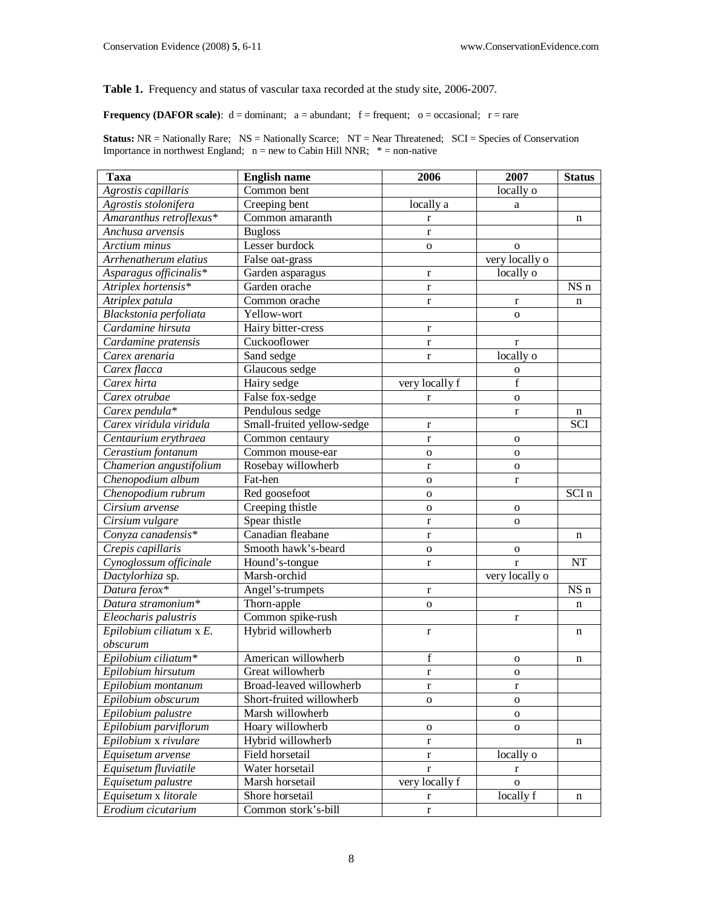**Table 1.** Frequency and status of vascular taxa recorded at the study site, 2006-2007.

**Frequency (DAFOR scale)**: d = dominant; a = abundant; f = frequent; o = occasional; r = rare

**Status:** NR = Nationally Rare; NS = Nationally Scarce; NT = Near Threatened; SCI = Species of Conservation Importance in northwest England; n = new to Cabin Hill NNR; * = non-native

| Taxa | English name | 2006 | 2007 | Status |
|---|---|---|---|---|
| *Agrostis capillaris* | Common bent | | locally o | |
| *Agrostis stolonifera* | Creeping bent | locally a | a | |
| *Amaranthus retroflexus** | Common amaranth | r | | n |
| *Anchusa arvensis* | Bugloss | r | | |
| *Arctium minus* | Lesser burdock | o | o | |
| *Arrhenatherum elatius* | False oat-grass | | very locally o | |
| *Asparagus officinalis** | Garden asparagus | r | locally o | |
| *Atriplex hortensis** | Garden orache | r | | NS n |
| *Atriplex patula* | Common orache | r | r | n |
| *Blackstonia perfoliata* | Yellow-wort | | o | |
| *Cardamine hirsuta* | Hairy bitter-cress | r | | |
| *Cardamine pratensis* | Cuckooflower | r | r | |
| *Carex arenaria* | Sand sedge | r | locally o | |
| *Carex flacca* | Glaucous sedge | | o | |
| *Carex hirta* | Hairy sedge | very locally f | f | |
| *Carex otrubae* | False fox-sedge | r | o | |
| *Carex pendula** | Pendulous sedge | | r | n |
| *Carex viridula viridula* | Small-fruited yellow-sedge | r | | SCI |
| *Centaurium erythraea* | Common centaury | r | o | |
| *Cerastium fontanum* | Common mouse-ear | o | o | |
| *Chamerion angustifolium* | Rosebay willowherb | r | o | |
| *Chenopodium album* | Fat-hen | o | r | |
| *Chenopodium rubrum* | Red goosefoot | o | | SCI n |
| *Cirsium arvense* | Creeping thistle | o | o | |
| *Cirsium vulgare* | Spear thistle | r | o | |
| *Conyza canadensis** | Canadian fleabane | r | | n |
| *Crepis capillaris* | Smooth hawk's-beard | o | o | |
| *Cynoglossum officinale* | Hound's-tongue | r | r | NT |
| *Dactylorhiza* sp. | Marsh-orchid | | very locally o | |
| *Datura ferox** | Angel's-trumpets | r | | NS n |
| *Datura stramonium** | Thorn-apple | o | | n |
| *Eleocharis palustris* | Common spike-rush | | r | |
| *Epilobium ciliatum* x *E. obscurum* | Hybrid willowherb | r | | n |
| *Epilobium ciliatum** | American willowherb | f | o | n |
| *Epilobium hirsutum* | Great willowherb | r | o | |
| *Epilobium montanum* | Broad-leaved willowherb | r | r | |
| *Epilobium obscurum* | Short-fruited willowherb | o | o | |
| *Epilobium palustre* | Marsh willowherb | | o | |
| *Epilobium parviflorum* | Hoary willowherb | o | o | |
| *Epilobium* x *rivulare* | Hybrid willowherb | r | | n |
| *Equisetum arvense* | Field horsetail | r | locally o | |
| *Equisetum fluviatile* | Water horsetail | r | r | |
| *Equisetum palustre* | Marsh horsetail | very locally f | o | |
| *Equisetum* x *litorale* | Shore horsetail | r | locally f | n |
| *Erodium cicutarium* | Common stork's-bill | r | | |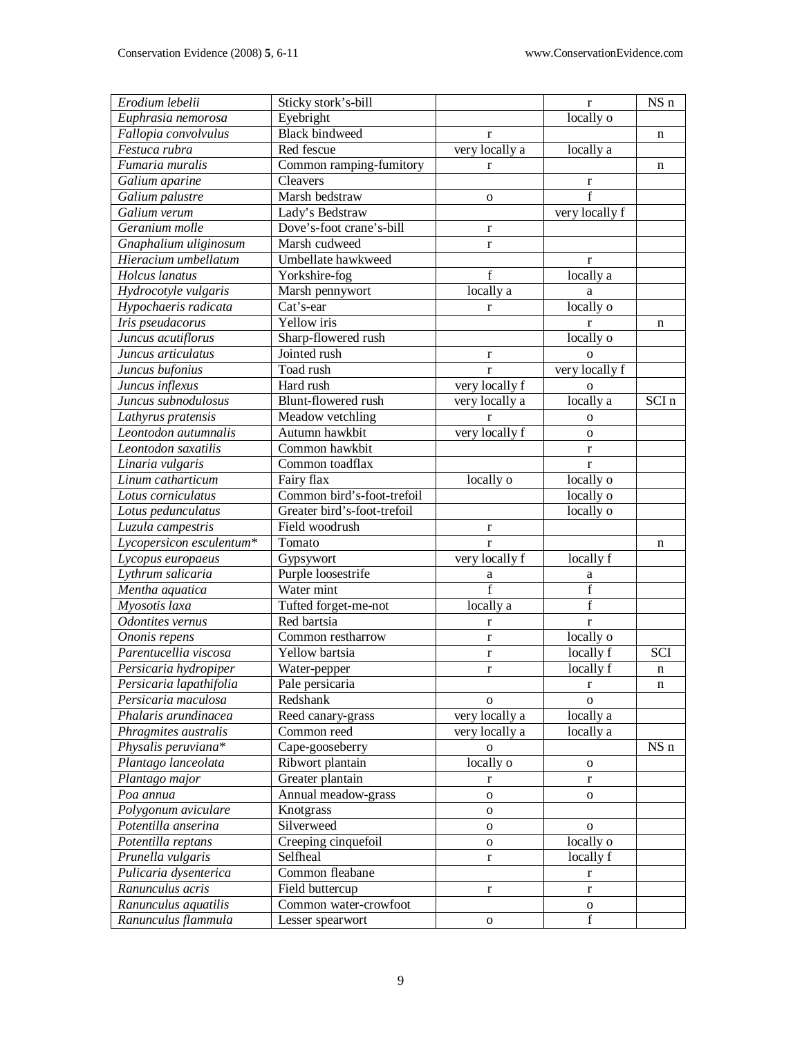| | | | | |
|---|---|---|---|---|
| *Erodium lebelii* | Sticky stork's-bill | | r | NS n |
| *Euphrasia nemorosa* | Eyebright | | locally o | |
| *Fallopia convolvulus* | Black bindweed | r | | n |
| *Festuca rubra* | Red fescue | very locally a | locally a | |
| *Fumaria muralis* | Common ramping-fumitory | r | | n |
| *Galium aparine* | Cleavers | | r | |
| *Galium palustre* | Marsh bedstraw | o | f | |
| *Galium verum* | Lady's Bedstraw | | very locally f | |
| *Geranium molle* | Dove's-foot crane's-bill | r | | |
| *Gnaphalium uliginosum* | Marsh cudweed | r | | |
| *Hieracium umbellatum* | Umbellate hawkweed | | r | |
| *Holcus lanatus* | Yorkshire-fog | f | locally a | |
| *Hydrocotyle vulgaris* | Marsh pennywort | locally a | a | |
| *Hypochaeris radicata* | Cat's-ear | r | locally o | |
| *Iris pseudacorus* | Yellow iris | | r | n |
| *Juncus acutiflorus* | Sharp-flowered rush | | locally o | |
| *Juncus articulatus* | Jointed rush | r | o | |
| *Juncus bufonius* | Toad rush | r | very locally f | |
| *Juncus inflexus* | Hard rush | very locally f | o | |
| *Juncus subnodulosus* | Blunt-flowered rush | very locally a | locally a | SCI n |
| *Lathyrus pratensis* | Meadow vetchling | r | o | |
| *Leontodon autumnalis* | Autumn hawkbit | very locally f | o | |
| *Leontodon saxatilis* | Common hawkbit | | r | |
| *Linaria vulgaris* | Common toadflax | | r | |
| *Linum catharticum* | Fairy flax | locally o | locally o | |
| *Lotus corniculatus* | Common bird's-foot-trefoil | | locally o | |
| *Lotus pedunculatus* | Greater bird's-foot-trefoil | | locally o | |
| *Luzula campestris* | Field woodrush | r | | |
| *Lycopersicon esculentum** | Tomato | r | | n |
| *Lycopus europaeus* | Gypsywort | very locally f | locally f | |
| *Lythrum salicaria* | Purple loosestrife | a | a | |
| *Mentha aquatica* | Water mint | f | f | |
| *Myosotis laxa* | Tufted forget-me-not | locally a | f | |
| *Odontites vernus* | Red bartsia | r | r | |
| *Ononis repens* | Common restharrow | r | locally o | |
| *Parentucellia viscosa* | Yellow bartsia | r | locally f | SCI |
| *Persicaria hydropiper* | Water-pepper | r | locally f | n |
| *Persicaria lapathifolia* | Pale persicaria | | r | n |
| *Persicaria maculosa* | Redshank | o | o | |
| *Phalaris arundinacea* | Reed canary-grass | very locally a | locally a | |
| *Phragmites australis* | Common reed | very locally a | locally a | |
| *Physalis peruviana** | Cape-gooseberry | o | | NS n |
| *Plantago lanceolata* | Ribwort plantain | locally o | o | |
| *Plantago major* | Greater plantain | r | r | |
| *Poa annua* | Annual meadow-grass | o | o | |
| *Polygonum aviculare* | Knotgrass | o | | |
| *Potentilla anserina* | Silverweed | o | o | |
| *Potentilla reptans* | Creeping cinquefoil | o | locally o | |
| *Prunella vulgaris* | Selfheal | r | locally f | |
| *Pulicaria dysenterica* | Common fleabane | | r | |
| *Ranunculus acris* | Field buttercup | r | r | |
| *Ranunculus aquatilis* | Common water-crowfoot | | o | |
| *Ranunculus flammula* | Lesser spearwort | o | f | |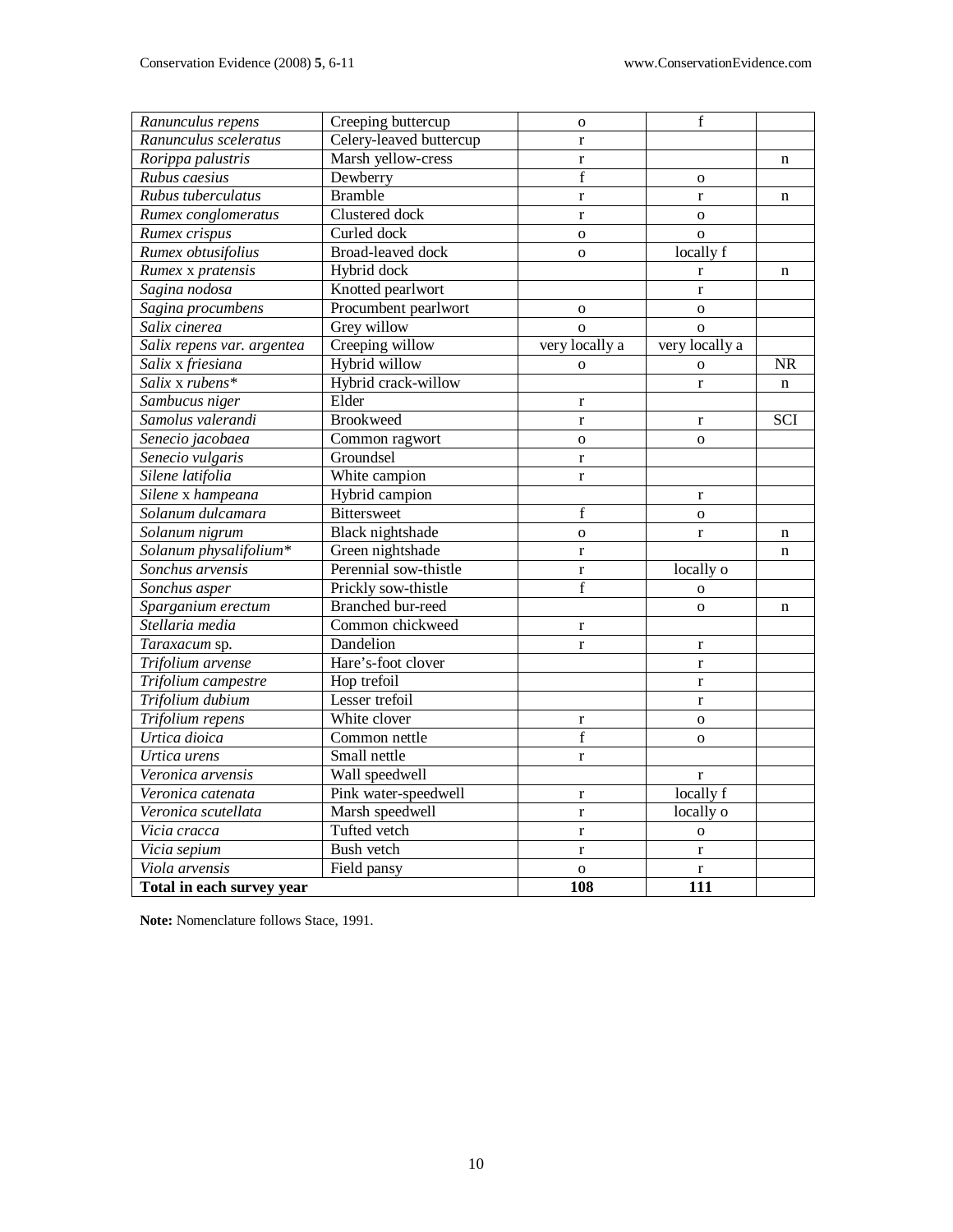| | | | | |
|---|---|---|---|---|
| *Ranunculus repens* | Creeping buttercup | o | f | |
| *Ranunculus sceleratus* | Celery-leaved buttercup | r | | |
| *Rorippa palustris* | Marsh yellow-cress | r | | n |
| *Rubus caesius* | Dewberry | f | o | |
| *Rubus tuberculatus* | Bramble | r | r | n |
| *Rumex conglomeratus* | Clustered dock | r | o | |
| *Rumex crispus* | Curled dock | o | o | |
| *Rumex obtusifolius* | Broad-leaved dock | o | locally f | |
| *Rumex* x *pratensis* | Hybrid dock | | r | n |
| *Sagina nodosa* | Knotted pearlwort | | r | |
| *Sagina procumbens* | Procumbent pearlwort | o | o | |
| *Salix cinerea* | Grey willow | o | o | |
| *Salix repens var. argentea* | Creeping willow | very locally a | very locally a | |
| *Salix* x *friesiana* | Hybrid willow | o | o | NR |
| *Salix* x *rubens** | Hybrid crack-willow | | r | n |
| *Sambucus niger* | Elder | r | | |
| *Samolus valerandi* | Brookweed | r | r | SCI |
| *Senecio jacobaea* | Common ragwort | o | o | |
| *Senecio vulgaris* | Groundsel | r | | |
| *Silene latifolia* | White campion | r | | |
| *Silene* x *hampeana* | Hybrid campion | | r | |
| *Solanum dulcamara* | Bittersweet | f | o | |
| *Solanum nigrum* | Black nightshade | o | r | n |
| *Solanum physalifolium** | Green nightshade | r | | n |
| *Sonchus arvensis* | Perennial sow-thistle | r | locally o | |
| *Sonchus asper* | Prickly sow-thistle | f | o | |
| *Sparganium erectum* | Branched bur-reed | | o | n |
| *Stellaria media* | Common chickweed | r | | |
| *Taraxacum* sp. | Dandelion | r | r | |
| *Trifolium arvense* | Hare's-foot clover | | r | |
| *Trifolium campestre* | Hop trefoil | | r | |
| *Trifolium dubium* | Lesser trefoil | | r | |
| *Trifolium repens* | White clover | r | o | |
| *Urtica dioica* | Common nettle | f | o | |
| *Urtica urens* | Small nettle | r | | |
| *Veronica arvensis* | Wall speedwell | | r | |
| *Veronica catenata* | Pink water-speedwell | r | locally f | |
| *Veronica scutellata* | Marsh speedwell | r | locally o | |
| *Vicia cracca* | Tufted vetch | r | o | |
| *Vicia sepium* | Bush vetch | r | r | |
| *Viola arvensis* | Field pansy | o | r | |
| **Total in each survey year** | | **108** | **111** | |

**Note:** Nomenclature follows Stace, 1991.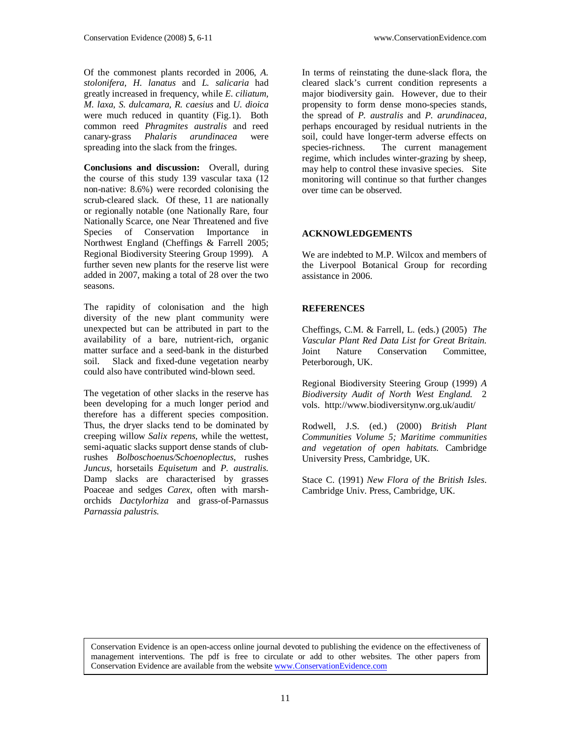Of the commonest plants recorded in 2006, *A. stolonifera, H. lanatus* and *L. salicaria* had greatly increased in frequency, while *E. ciliatum, M. laxa, S. dulcamara, R. caesius* and *U. dioica* were much reduced in quantity (Fig.1). Both common reed *Phragmites australis* and reed canary-grass *Phalaris arundinacea* were spreading into the slack from the fringes.

**Conclusions and discussion:** Overall, during the course of this study 139 vascular taxa (12 non-native: 8.6%) were recorded colonising the scrub-cleared slack. Of these, 11 are nationally or regionally notable (one Nationally Rare, four Nationally Scarce, one Near Threatened and five Species of Conservation Importance in Northwest England (Cheffings & Farrell 2005; Regional Biodiversity Steering Group 1999). A further seven new plants for the reserve list were added in 2007, making a total of 28 over the two seasons.

The rapidity of colonisation and the high diversity of the new plant community were unexpected but can be attributed in part to the availability of a bare, nutrient-rich, organic matter surface and a seed-bank in the disturbed soil. Slack and fixed-dune vegetation nearby could also have contributed wind-blown seed.

The vegetation of other slacks in the reserve has been developing for a much longer period and therefore has a different species composition. Thus, the dryer slacks tend to be dominated by creeping willow *Salix repens,* while the wettest, semi-aquatic slacks support dense stands of club-rushes *Bolboschoenus/Schoenoplectus*, rushes *Juncus*, horsetails *Equisetum* and *P. australis.* Damp slacks are characterised by grasses Poaceae and sedges *Carex*, often with marsh-orchids *Dactylorhiza* and grass-of-Parnassus *Parnassia palustris.*

In terms of reinstating the dune-slack flora, the cleared slack's current condition represents a major biodiversity gain. However, due to their propensity to form dense mono-species stands, the spread of *P. australis* and *P. arundinacea*, perhaps encouraged by residual nutrients in the soil, could have longer-term adverse effects on species-richness. The current management regime, which includes winter-grazing by sheep, may help to control these invasive species. Site monitoring will continue so that further changes over time can be observed.

## ACKNOWLEDGEMENTS

We are indebted to M.P. Wilcox and members of the Liverpool Botanical Group for recording assistance in 2006.

## REFERENCES

Cheffings, C.M. & Farrell, L. (eds.) (2005) *The Vascular Plant Red Data List for Great Britain.* Joint Nature Conservation Committee, Peterborough, UK.

Regional Biodiversity Steering Group (1999) *A Biodiversity Audit of North West England.* 2 vols. http://www.biodiversitynw.org.uk/audit/

Rodwell, J.S. (ed.) (2000) *British Plant Communities Volume 5; Maritime communities and vegetation of open habitats.* Cambridge University Press, Cambridge, UK.

Stace C. (1991) *New Flora of the British Isles*. Cambridge Univ. Press, Cambridge, UK.

Conservation Evidence is an open-access online journal devoted to publishing the evidence on the effectiveness of management interventions. The pdf is free to circulate or add to other websites. The other papers from Conservation Evidence are available from the website www.ConservationEvidence.com